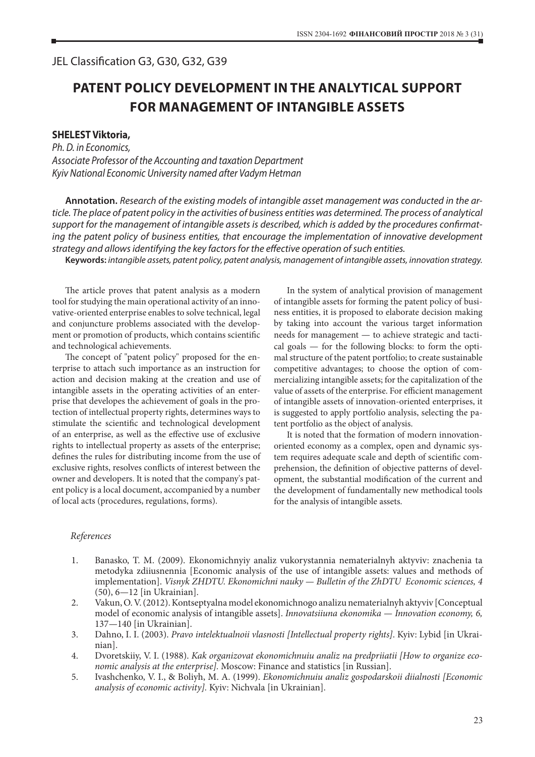JEL Classification G3, G30, G32, G39

# PATENT POLICY DEVELOPMENT IN THE ANALYTICAL SUPPORT FOR MANAGEMENT OF INTANGIBLE ASSETS

**SHELEST Viktoria,**
*Ph. D. in Economics,*
*Associate Professor of the Accounting and taxation Department*
*Kyiv National Economic University named after Vadym Hetman*

**Annotation.** *Research of the existing models of intangible asset management was conducted in the article. The place of patent policy in the activities of business entities was determined. The process of analytical support for the management of intangible assets is described, which is added by the procedures confirmating the patent policy of business entities, that encourage the implementation of innovative development strategy and allows identifying the key factors for the effective operation of such entities.*

**Keywords:** *intangible assets, patent policy, patent analysis, management of intangible assets, innovation strategy.*

The article proves that patent analysis as a modern tool for studying the main operational activity of an innovative-oriented enterprise enables to solve technical, legal and conjuncture problems associated with the development or promotion of products, which contains scientific and technological achievements.

The concept of "patent policy" proposed for the enterprise to attach such importance as an instruction for action and decision making at the creation and use of intangible assets in the operating activities of an enterprise that developes the achievement of goals in the protection of intellectual property rights, determines ways to stimulate the scientific and technological development of an enterprise, as well as the effective use of exclusive rights to intellectual property as assets of the enterprise; defines the rules for distributing income from the use of exclusive rights, resolves conflicts of interest between the owner and developers. It is noted that the company's patent policy is a local document, accompanied by a number of local acts (procedures, regulations, forms).

In the system of analytical provision of management of intangible assets for forming the patent policy of business entities, it is proposed to elaborate decision making by taking into account the various target information needs for management — to achieve strategic and tactical goals — for the following blocks: to form the optimal structure of the patent portfolio; to create sustainable competitive advantages; to choose the option of commercializing intangible assets; for the capitalization of the value of assets of the enterprise. For efficient management of intangible assets of innovation-oriented enterprises, it is suggested to apply portfolio analysis, selecting the patent portfolio as the object of analysis.

It is noted that the formation of modern innovation-oriented economy as a complex, open and dynamic system requires adequate scale and depth of scientific comprehension, the definition of objective patterns of development, the substantial modification of the current and the development of fundamentally new methodical tools for the analysis of intangible assets.

*References*

1. Banasko, T. M. (2009). Ekonomichnyiy analiz vukorystannia nematerialnyh aktyviv: znachenia ta metodyka zdiiusnennia [Economic analysis of the use of intangible assets: values and methods of implementation]. *Visnyk ZHDTU. Ekonomichni nauky — Bulletin of the ZhDTU Economic sciences, 4* (50), 6—12 [in Ukrainian].
2. Vakun, O. V. (2012). Kontseptyalna model ekonomichnogo analizu nematerialnyh aktyviv [Conceptual model of economic analysis of intangible assets]. *Innovatsiiuna ekonomika — Innovation economy, 6,* 137—140 [in Ukrainian].
3. Dahno, I. I. (2003). *Pravo intelektualnoii vlasnosti [Intellectual property rights]*. Kyiv: Lybid [in Ukrainian].
4. Dvoretskiiy, V. I. (1988). *Kak organizovat ekonomichnuiu analiz na predpriiatii [How to organize economic analysis at the enterprise].* Moscow: Finance and statistics [in Russian].
5. Ivashchenko, V. I., & Boliyh, M. A. (1999). *Ekonomichnuiu analiz gospodarskoii diialnosti [Economic analysis of economic activity].* Kyiv: Nichvala [in Ukrainian].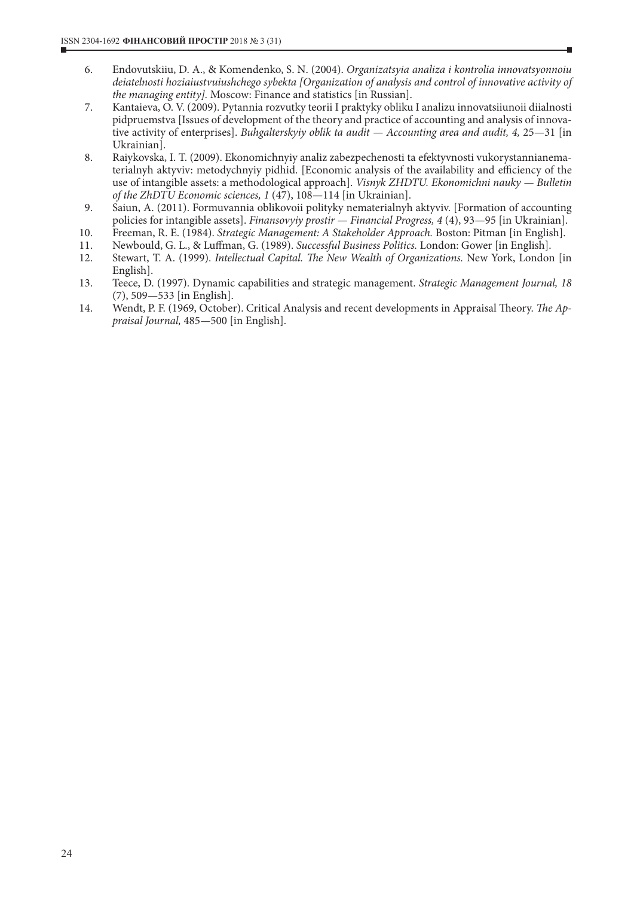6. Endovutskiiu, D. A., & Komendenko, S. N. (2004). *Organizatsyia analiza i kontrolia innovatsyonnoiu deiatelnosti hoziaiustvuiushchego sybekta [Organization of analysis and control of innovative activity of the managing entity].* Moscow: Finance and statistics [in Russian].
7. Kantaieva, O. V. (2009). Pytannia rozvutky teorii I praktyky obliku I analizu innovatsiiunoii diialnosti pidpruemstva [Issues of development of the theory and practice of accounting and analysis of innovative activity of enterprises]. *Buhgalterskyiy oblik ta audit — Accounting area and audit, 4,* 25—31 [in Ukrainian].
8. Raiykovska, I. T. (2009). Ekonomichnyiy analiz zabezpechenosti ta efektyvnosti vukorystannianematerialnyh aktyviv: metodychnyiy pidhid. [Economic analysis of the availability and efficiency of the use of intangible assets: a methodological approach]. *Visnyk ZHDTU. Ekonomichni nauky — Bulletin of the ZhDTU Economic sciences, 1* (47), 108—114 [in Ukrainian].
9. Saiun, A. (2011). Formuvannia oblikovoii polityky nematerialnyh aktyviv. [Formation of accounting policies for intangible assets]. *Finansovyiy prostir — Financial Progress, 4* (4), 93—95 [in Ukrainian].
10. Freeman, R. E. (1984). *Strategic Management: A Stakeholder Approach.* Boston: Pitman [in English].
11. Newbould, G. L., & Luffman, G. (1989). *Successful Business Politics.* London: Gower [in English].
12. Stewart, T. A. (1999). *Intellectual Capital. The New Wealth of Organizations.* New York, London [in English].
13. Teece, D. (1997). Dynamic capabilities and strategic management. *Strategic Management Journal, 18* (7), 509—533 [in English].
14. Wendt, P. F. (1969, October). Critical Analysis and recent developments in Appraisal Theory. *The Appraisal Journal,* 485—500 [in English].